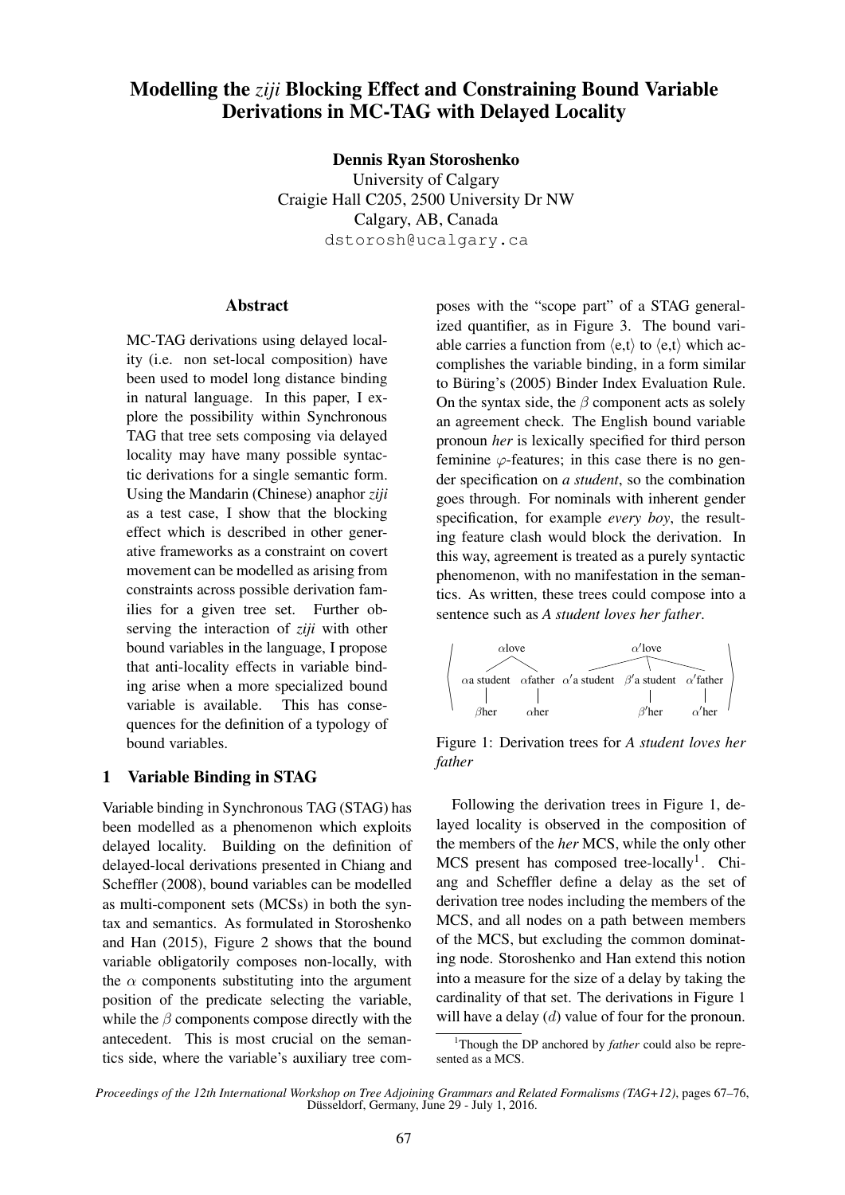# Modelling the *ziji* Blocking Effect and Constraining Bound Variable Derivations in MC-TAG with Delayed Locality

**Dennis Ryan Storoshenko**
University of Calgary
Craigie Hall C205, 2500 University Dr NW
Calgary, AB, Canada
dstorosh@ucalgary.ca

## Abstract

MC-TAG derivations using delayed locality (i.e. non set-local composition) have been used to model long distance binding in natural language. In this paper, I explore the possibility within Synchronous TAG that tree sets composing via delayed locality may have many possible syntactic derivations for a single semantic form. Using the Mandarin (Chinese) anaphor *ziji* as a test case, I show that the blocking effect which is described in other generative frameworks as a constraint on covert movement can be modelled as arising from constraints across possible derivation families for a given tree set. Further observing the interaction of *ziji* with other bound variables in the language, I propose that anti-locality effects in variable binding arise when a more specialized bound variable is available. This has consequences for the definition of a typology of bound variables.

## 1 Variable Binding in STAG

Variable binding in Synchronous TAG (STAG) has been modelled as a phenomenon which exploits delayed locality. Building on the definition of delayed-local derivations presented in Chiang and Scheffler (2008), bound variables can be modelled as multi-component sets (MCSs) in both the syntax and semantics. As formulated in Storoshenko and Han (2015), Figure 2 shows that the bound variable obligatorily composes non-locally, with the $\alpha$ components substituting into the argument position of the predicate selecting the variable, while the $\beta$ components compose directly with the antecedent. This is most crucial on the semantics side, where the variable's auxiliary tree composes with the "scope part" of a STAG generalized quantifier, as in Figure 3. The bound variable carries a function from $\langle e,t \rangle$ to $\langle e,t \rangle$ which accomplishes the variable binding, in a form similar to Büring's (2005) Binder Index Evaluation Rule. On the syntax side, the $\beta$ component acts as solely an agreement check. The English bound variable pronoun *her* is lexically specified for third person feminine $\varphi$-features; in this case there is no gender specification on *a student*, so the combination goes through. For nominals with inherent gender specification, for example *every boy*, the resulting feature clash would block the derivation. In this way, agreement is treated as a purely syntactic phenomenon, with no manifestation in the semantics. As written, these trees could compose into a sentence such as *A student loves her father*.

$$\left\langle \begin{array}{c} \alpha\text{love} \\ \alpha\text{a student} \quad \alpha\text{father} \\ \beta\text{her} \quad \alpha\text{her} \end{array} \quad \begin{array}{c} \alpha'\text{love} \\ \alpha'\text{a student} \quad \beta'\text{a student} \quad \alpha'\text{father} \\ \beta'\text{her} \quad \alpha'\text{her} \end{array} \right\rangle$$

Figure 1: Derivation trees for *A student loves her father*

Following the derivation trees in Figure 1, delayed locality is observed in the composition of the members of the *her* MCS, while the only other MCS present has composed tree-locally[1]. Chiang and Scheffler define a delay as the set of derivation tree nodes including the members of the MCS, and all nodes on a path between members of the MCS, but excluding the common dominating node. Storoshenko and Han extend this notion into a measure for the size of a delay by taking the cardinality of that set. The derivations in Figure 1 will have a delay ($d$) value of four for the pronoun.

[1] Though the DP anchored by *father* could also be represented as a MCS.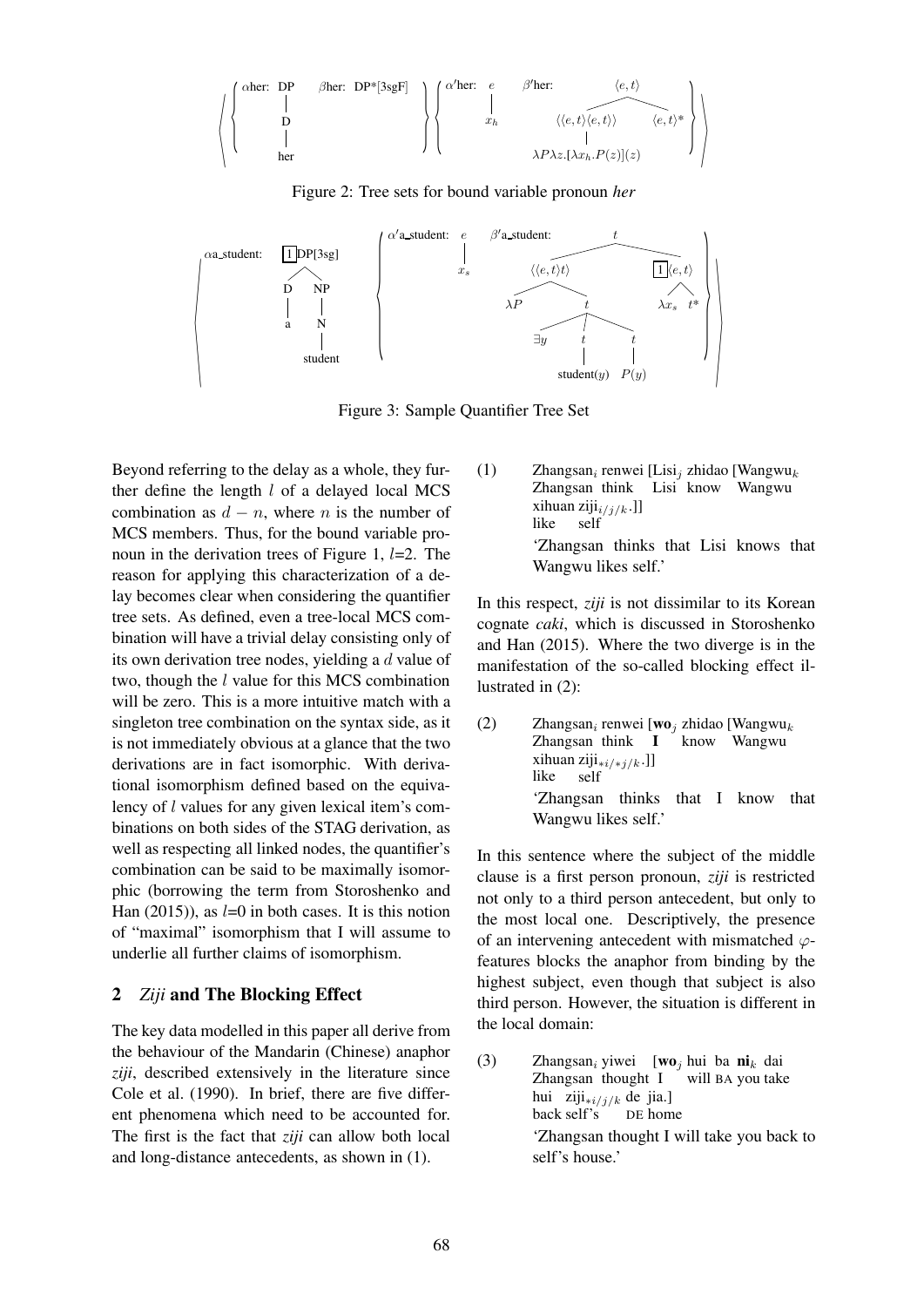Figure 2: Tree sets for bound variable pronoun *her*

Figure 3: Sample Quantifier Tree Set

Beyond referring to the delay as a whole, they further define the length $l$ of a delayed local MCS combination as $d - n$, where $n$ is the number of MCS members. Thus, for the bound variable pronoun in the derivation trees of Figure 1, $l$=2. The reason for applying this characterization of a delay becomes clear when considering the quantifier tree sets. As defined, even a tree-local MCS combination will have a trivial delay consisting only of its own derivation tree nodes, yielding a $d$ value of two, though the $l$ value for this MCS combination will be zero. This is a more intuitive match with a singleton tree combination on the syntax side, as it is not immediately obvious at a glance that the two derivations are in fact isomorphic. With derivational isomorphism defined based on the equivalency of $l$ values for any given lexical item's combinations on both sides of the STAG derivation, as well as respecting all linked nodes, the quantifier's combination can be said to be maximally isomorphic (borrowing the term from Storoshenko and Han (2015)), as $l$=0 in both cases. It is this notion of "maximal" isomorphism that I will assume to underlie all further claims of isomorphism.

## 2 *Ziji* and The Blocking Effect

The key data modelled in this paper all derive from the behaviour of the Mandarin (Chinese) anaphor *ziji*, described extensively in the literature since Cole et al. (1990). In brief, there are five different phenomena which need to be accounted for. The first is the fact that *ziji* can allow both local and long-distance antecedents, as shown in (1).

(1) Zhangsan$_i$ renwei [Lisi$_j$ zhidao [Wangwu$_k$ xihuan ziji$_{i/j/k}$.]]
Zhangsan think Lisi know Wangwu like self
'Zhangsan thinks that Lisi knows that Wangwu likes self.'

In this respect, *ziji* is not dissimilar to its Korean cognate *caki*, which is discussed in Storoshenko and Han (2015). Where the two diverge is in the manifestation of the so-called blocking effect illustrated in (2):

(2) Zhangsan$_i$ renwei [**wo**$_j$ zhidao [Wangwu$_k$ xihuan ziji$_{*i/*j/k}$.]]
Zhangsan think **I** know Wangwu like self
'Zhangsan thinks that I know that Wangwu likes self.'

In this sentence where the subject of the middle clause is a first person pronoun, *ziji* is restricted not only to a third person antecedent, but only to the most local one. Descriptively, the presence of an intervening antecedent with mismatched $\varphi$-features blocks the anaphor from binding by the highest subject, even though that subject is also third person. However, the situation is different in the local domain:

(3) Zhangsan$_i$ yiwei [**wo**$_j$ hui ba **ni**$_k$ dai hui ziji$_{*i/j/k}$ de jia.]
Zhangsan thought I will BA you take back self's DE home
'Zhangsan thought I will take you back to self's house.'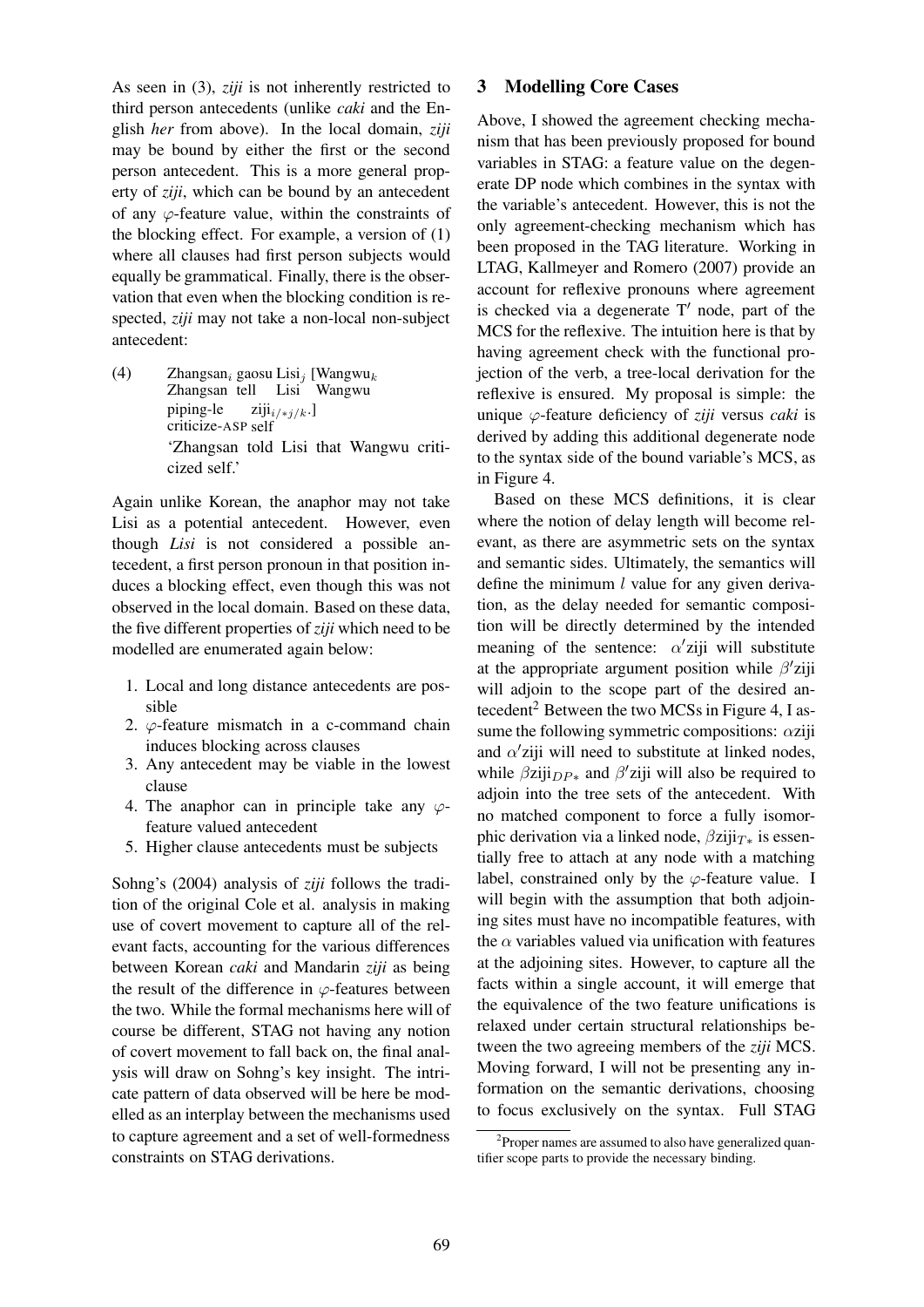As seen in (3), *ziji* is not inherently restricted to third person antecedents (unlike *caki* and the English *her* from above). In the local domain, *ziji* may be bound by either the first or the second person antecedent. This is a more general property of *ziji*, which can be bound by an antecedent of any $\varphi$-feature value, within the constraints of the blocking effect. For example, a version of (1) where all clauses had first person subjects would equally be grammatical. Finally, there is the observation that even when the blocking condition is respected, *ziji* may not take a non-local non-subject antecedent:

(4) Zhangsan$_i$ gaosu Lisi$_j$ [Wangwu$_k$ piping-le ziji$_{i/*j/k}$.]
Zhangsan tell Lisi Wangwu criticize-ASP self
'Zhangsan told Lisi that Wangwu criticized self.'

Again unlike Korean, the anaphor may not take Lisi as a potential antecedent. However, even though *Lisi* is not considered a possible antecedent, a first person pronoun in that position induces a blocking effect, even though this was not observed in the local domain. Based on these data, the five different properties of *ziji* which need to be modelled are enumerated again below:

1. Local and long distance antecedents are possible
2. $\varphi$-feature mismatch in a c-command chain induces blocking across clauses
3. Any antecedent may be viable in the lowest clause
4. The anaphor can in principle take any $\varphi$-feature valued antecedent
5. Higher clause antecedents must be subjects

Sohng's (2004) analysis of *ziji* follows the tradition of the original Cole et al. analysis in making use of covert movement to capture all of the relevant facts, accounting for the various differences between Korean *caki* and Mandarin *ziji* as being the result of the difference in $\varphi$-features between the two. While the formal mechanisms here will of course be different, STAG not having any notion of covert movement to fall back on, the final analysis will draw on Sohng's key insight. The intricate pattern of data observed will be here be modelled as an interplay between the mechanisms used to capture agreement and a set of well-formedness constraints on STAG derivations.

## 3 Modelling Core Cases

Above, I showed the agreement checking mechanism that has been previously proposed for bound variables in STAG: a feature value on the degenerate DP node which combines in the syntax with the variable's antecedent. However, this is not the only agreement-checking mechanism which has been proposed in the TAG literature. Working in LTAG, Kallmeyer and Romero (2007) provide an account for reflexive pronouns where agreement is checked via a degenerate T′ node, part of the MCS for the reflexive. The intuition here is that by having agreement check with the functional projection of the verb, a tree-local derivation for the reflexive is ensured. My proposal is simple: the unique $\varphi$-feature deficiency of *ziji* versus *caki* is derived by adding this additional degenerate node to the syntax side of the bound variable's MCS, as in Figure 4.

Based on these MCS definitions, it is clear where the notion of delay length will become relevant, as there are asymmetric sets on the syntax and semantic sides. Ultimately, the semantics will define the minimum $l$ value for any given derivation, as the delay needed for semantic composition will be directly determined by the intended meaning of the sentence: $\alpha'$ziji will substitute at the appropriate argument position while $\beta'$ziji will adjoin to the scope part of the desired antecedent[2] Between the two MCSs in Figure 4, I assume the following symmetric compositions: $\alpha$ziji and $\alpha'$ziji will need to substitute at linked nodes, while $\beta$ziji$_{DP*}$ and $\beta'$ziji will also be required to adjoin into the tree sets of the antecedent. With no matched component to force a fully isomorphic derivation via a linked node, $\beta$ziji$_{T*}$ is essentially free to attach at any node with a matching label, constrained only by the $\varphi$-feature value. I will begin with the assumption that both adjoining sites must have no incompatible features, with the $\alpha$ variables valued via unification with features at the adjoining sites. However, to capture all the facts within a single account, it will emerge that the equivalence of the two feature unifications is relaxed under certain structural relationships between the two agreeing members of the *ziji* MCS. Moving forward, I will not be presenting any information on the semantic derivations, choosing to focus exclusively on the syntax. Full STAG

[2] Proper names are assumed to also have generalized quantifier scope parts to provide the necessary binding.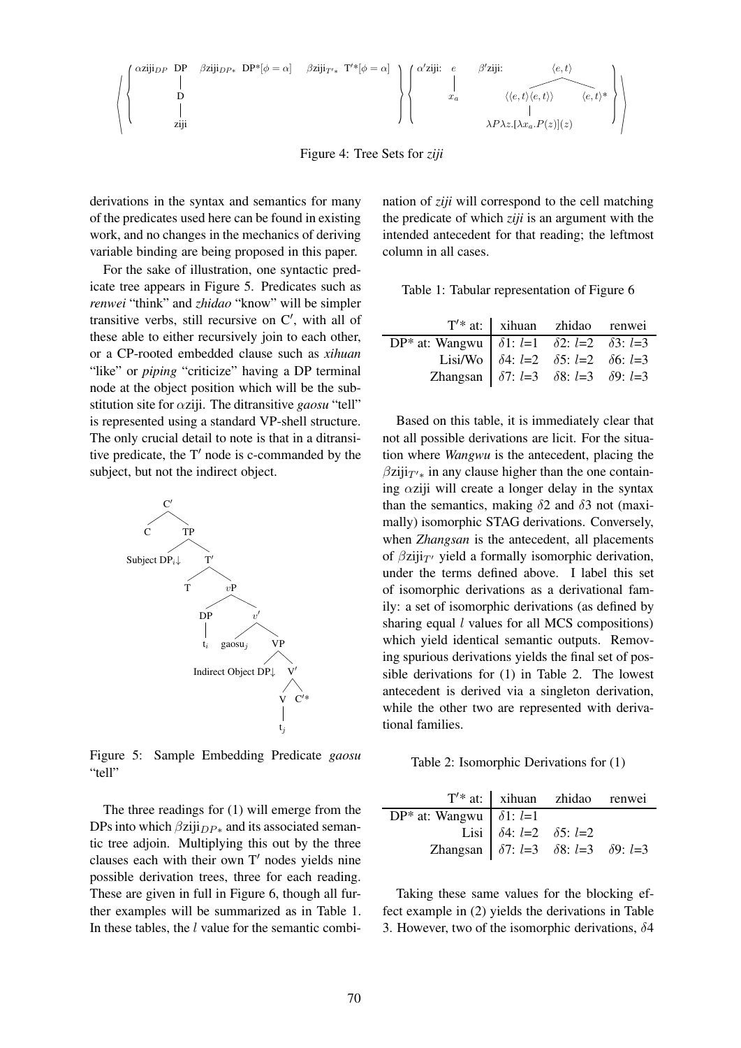$$\left\langle \left\{ \begin{array}{lll} \alpha\text{ziji}_{DP} & \beta\text{ziji}_{DP*} & \beta\text{ziji}_{T'*} \\ \text{DP} & \text{DP*}[\phi=\alpha] & \text{T}'\text{*}[\phi=\alpha] \\ | & & \\ \text{D} & & \\ | & & \\ \text{ziji} & & \end{array} \right\} \left\{ \begin{array}{ll} \alpha'\text{ziji: } e & \beta'\text{ziji: } \langle e,t\rangle \\ | & \langle\langle e,t\rangle\langle e,t\rangle\rangle \quad \langle e,t\rangle* \\ x_a & | \\ & \lambda P\lambda z.[\lambda x_a.P(z)](z) \end{array} \right\} \right\rangle$$

Figure 4: Tree Sets for *ziji*

derivations in the syntax and semantics for many of the predicates used here can be found in existing work, and no changes in the mechanics of deriving variable binding are being proposed in this paper.

For the sake of illustration, one syntactic predicate tree appears in Figure 5. Predicates such as *renwei* "think" and *zhidao* "know" will be simpler transitive verbs, still recursive on C′, with all of these able to either recursively join to each other, or a CP-rooted embedded clause such as *xihuan* "like" or *piping* "criticize" having a DP terminal node at the object position which will be the substitution site for $\alpha$ziji. The ditransitive *gaosu* "tell" is represented using a standard VP-shell structure. The only crucial detail to note is that in a ditransitive predicate, the T′ node is c-commanded by the subject, but not the indirect object.

```
C′
├── C
└── TP
    ├── Subject DP_i↓
    └── T′
        ├── T
        └── vP
            ├── DP
            │   └── t_i
            └── v′
                ├── gaosu_j
                └── VP
                    ├── Indirect Object DP↓
                    └── V′
                        ├── V
                        │   └── t_j
                        └── C′*
```

Figure 5: Sample Embedding Predicate *gaosu* "tell"

The three readings for (1) will emerge from the DPs into which $\beta\text{ziji}_{DP*}$ and its associated semantic tree adjoin. Multiplying this out by the three clauses each with their own T′ nodes yields nine possible derivation trees, three for each reading. These are given in full in Figure 6, though all further examples will be summarized as in Table 1. In these tables, the $l$ value for the semantic combination of *ziji* will correspond to the cell matching the predicate of which *ziji* is an argument with the intended antecedent for that reading; the leftmost column in all cases.

Table 1: Tabular representation of Figure 6

| T′* at: | xihuan | zhidao | renwei |
|---|---|---|---|
| DP* at: Wangwu | $\delta$1: $l$=1 | $\delta$2: $l$=2 | $\delta$3: $l$=3 |
| Lisi/Wo | $\delta$4: $l$=2 | $\delta$5: $l$=2 | $\delta$6: $l$=3 |
| Zhangsan | $\delta$7: $l$=3 | $\delta$8: $l$=3 | $\delta$9: $l$=3 |

Based on this table, it is immediately clear that not all possible derivations are licit. For the situation where *Wangwu* is the antecedent, placing the $\beta\text{ziji}_{T'*}$ in any clause higher than the one containing $\alpha$ziji will create a longer delay in the syntax than the semantics, making $\delta$2 and $\delta$3 not (maximally) isomorphic STAG derivations. Conversely, when *Zhangsan* is the antecedent, all placements of $\beta\text{ziji}_{T'}$ yield a formally isomorphic derivation, under the terms defined above. I label this set of isomorphic derivations as a derivational family: a set of isomorphic derivations (as defined by sharing equal $l$ values for all MCS compositions) which yield identical semantic outputs. Removing spurious derivations yields the final set of possible derivations for (1) in Table 2. The lowest antecedent is derived via a singleton derivation, while the other two are represented with derivational families.

Table 2: Isomorphic Derivations for (1)

| T′* at: | xihuan | zhidao | renwei |
|---|---|---|---|
| DP* at: Wangwu | $\delta$1: $l$=1 | | |
| Lisi | $\delta$4: $l$=2 | $\delta$5: $l$=2 | |
| Zhangsan | $\delta$7: $l$=3 | $\delta$8: $l$=3 | $\delta$9: $l$=3 |

Taking these same values for the blocking effect example in (2) yields the derivations in Table 3. However, two of the isomorphic derivations, $\delta$4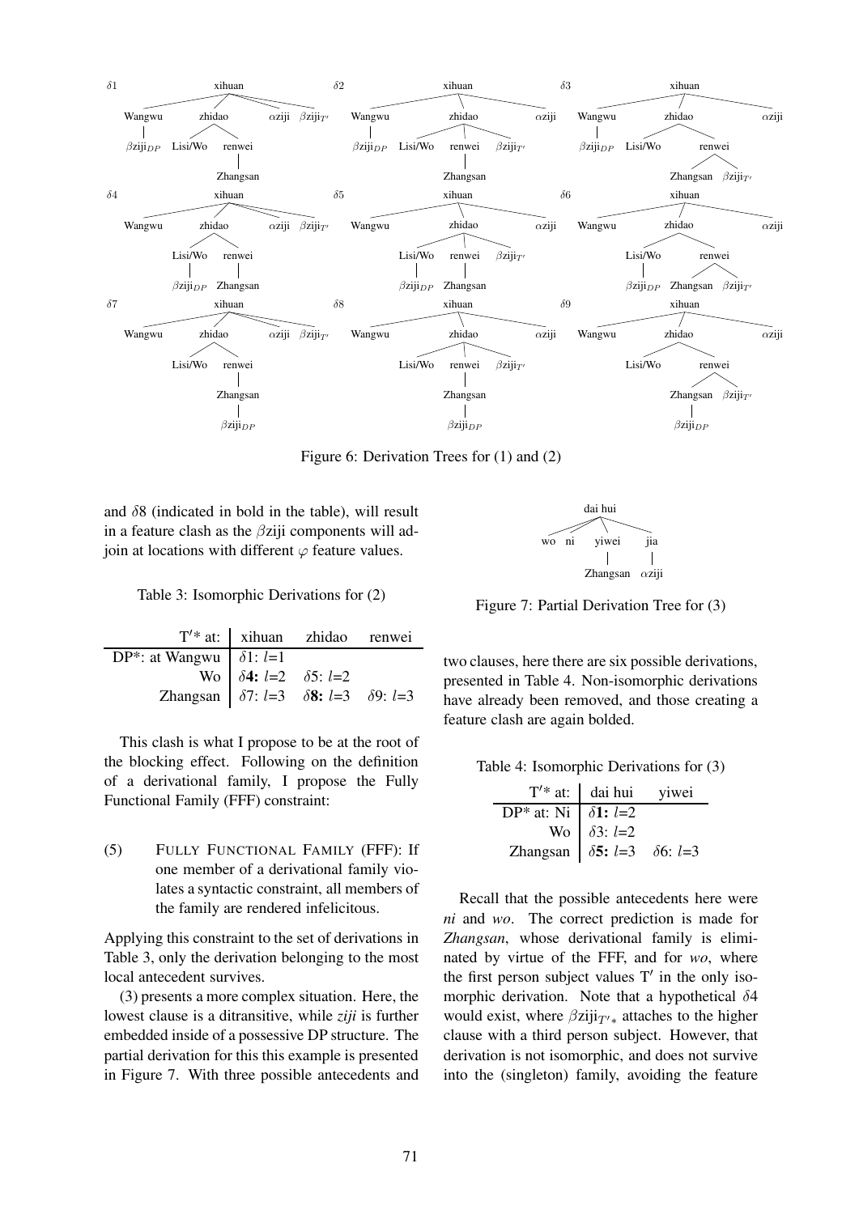Figure 6: Derivation Trees for (1) and (2)

and $\delta$8 (indicated in bold in the table), will result in a feature clash as the $\beta$ziji components will adjoin at locations with different $\varphi$ feature values.

Table 3: Isomorphic Derivations for (2)

| T′* at: | xihuan | zhidao | renwei |
|---|---|---|---|
| DP*: at Wangwu | $\delta$1: *l*=1 | | |
| Wo | **$\delta$4:** *l*=2 | $\delta$5: *l*=2 | |
| Zhangsan | $\delta$7: *l*=3 | **$\delta$8:** *l*=3 | $\delta$9: *l*=3 |

This clash is what I propose to be at the root of the blocking effect. Following on the definition of a derivational family, I propose the Fully Functional Family (FFF) constraint:

(5) FULLY FUNCTIONAL FAMILY (FFF): If one member of a derivational family violates a syntactic constraint, all members of the family are rendered infelicitous.

Applying this constraint to the set of derivations in Table 3, only the derivation belonging to the most local antecedent survives.

(3) presents a more complex situation. Here, the lowest clause is a ditransitive, while *ziji* is further embedded inside of a possessive DP structure. The partial derivation for this this example is presented in Figure 7. With three possible antecedents and two clauses, here there are six possible derivations, presented in Table 4. Non-isomorphic derivations have already been removed, and those creating a feature clash are again bolded.

Figure 7: Partial Derivation Tree for (3)

Table 4: Isomorphic Derivations for (3)

| T′* at: | dai hui | yiwei |
|---|---|---|
| DP* at: Ni | **$\delta$1:** *l*=2 | |
| Wo | $\delta$3: *l*=2 | |
| Zhangsan | **$\delta$5:** *l*=3 | $\delta$6: *l*=3 |

Recall that the possible antecedents here were *ni* and *wo*. The correct prediction is made for *Zhangsan*, whose derivational family is eliminated by virtue of the FFF, and for *wo*, where the first person subject values T′ in the only isomorphic derivation. Note that a hypothetical $\delta$4 would exist, where $\beta$ziji$_{T'*}$ attaches to the higher clause with a third person subject. However, that derivation is not isomorphic, and does not survive into the (singleton) family, avoiding the feature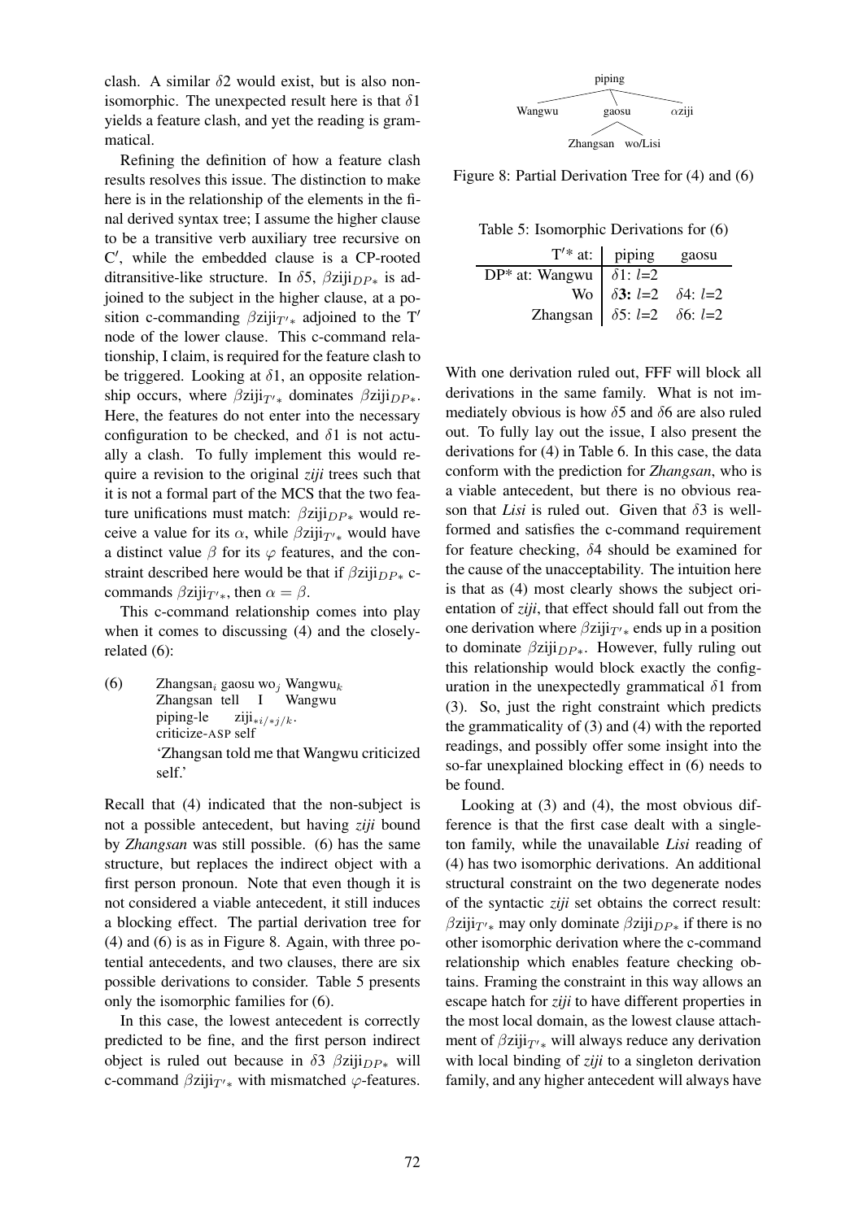clash. A similar $\delta 2$ would exist, but is also non-isomorphic. The unexpected result here is that $\delta 1$ yields a feature clash, and yet the reading is grammatical.

Refining the definition of how a feature clash results resolves this issue. The distinction to make here is in the relationship of the elements in the final derived syntax tree; I assume the higher clause to be a transitive verb auxiliary tree recursive on C′, while the embedded clause is a CP-rooted ditransitive-like structure. In $\delta 5$, $\beta\text{ziji}_{DP*}$ is adjoined to the subject in the higher clause, at a position c-commanding $\beta\text{ziji}_{T'*}$ adjoined to the T′ node of the lower clause. This c-command relationship, I claim, is required for the feature clash to be triggered. Looking at $\delta 1$, an opposite relationship occurs, where $\beta\text{ziji}_{T'*}$ dominates $\beta\text{ziji}_{DP*}$. Here, the features do not enter into the necessary configuration to be checked, and $\delta 1$ is not actually a clash. To fully implement this would require a revision to the original *ziji* trees such that it is not a formal part of the MCS that the two feature unifications must match: $\beta\text{ziji}_{DP*}$ would receive a value for its $\alpha$, while $\beta\text{ziji}_{T'*}$ would have a distinct value $\beta$ for its $\varphi$ features, and the constraint described here would be that if $\beta\text{ziji}_{DP*}$ c-commands $\beta\text{ziji}_{T'*}$, then $\alpha = \beta$.

This c-command relationship comes into play when it comes to discussing (4) and the closely-related (6):

(6) Zhangsan$_i$ gaosu wo$_j$ Wangwu$_k$
Zhangsan tell I Wangwu
piping-le ziji$_{*i/*j/k}$.
criticize-ASP self
'Zhangsan told me that Wangwu criticized self.'

Recall that (4) indicated that the non-subject is not a possible antecedent, but having *ziji* bound by *Zhangsan* was still possible. (6) has the same structure, but replaces the indirect object with a first person pronoun. Note that even though it is not considered a viable antecedent, it still induces a blocking effect. The partial derivation tree for (4) and (6) is as in Figure 8. Again, with three potential antecedents, and two clauses, there are six possible derivations to consider. Table 5 presents only the isomorphic families for (6).

In this case, the lowest antecedent is correctly predicted to be fine, and the first person indirect object is ruled out because in $\delta 3$ $\beta\text{ziji}_{DP*}$ will c-command $\beta\text{ziji}_{T'*}$ with mismatched $\varphi$-features.

piping
Wangwu gaosu αziji
Zhangsan wo/Lisi

Figure 8: Partial Derivation Tree for (4) and (6)

Table 5: Isomorphic Derivations for (6)

| T′* at: | piping | gaosu |
|---|---|---|
| DP* at: Wangwu | $\delta 1$: $l$=2 | |
| Wo | **$\delta$3:** $l$=2 | $\delta 4$: $l$=2 |
| Zhangsan | $\delta 5$: $l$=2 | $\delta 6$: $l$=2 |

With one derivation ruled out, FFF will block all derivations in the same family. What is not immediately obvious is how $\delta 5$ and $\delta 6$ are also ruled out. To fully lay out the issue, I also present the derivations for (4) in Table 6. In this case, the data conform with the prediction for *Zhangsan*, who is a viable antecedent, but there is no obvious reason that *Lisi* is ruled out. Given that $\delta 3$ is well-formed and satisfies the c-command requirement for feature checking, $\delta 4$ should be examined for the cause of the unacceptability. The intuition here is that as (4) most clearly shows the subject orientation of *ziji*, that effect should fall out from the one derivation where $\beta\text{ziji}_{T'*}$ ends up in a position to dominate $\beta\text{ziji}_{DP*}$. However, fully ruling out this relationship would block exactly the configuration in the unexpectedly grammatical $\delta 1$ from (3). So, just the right constraint which predicts the grammaticality of (3) and (4) with the reported readings, and possibly offer some insight into the so-far unexplained blocking effect in (6) needs to be found.

Looking at (3) and (4), the most obvious difference is that the first case dealt with a singleton family, while the unavailable *Lisi* reading of (4) has two isomorphic derivations. An additional structural constraint on the two degenerate nodes of the syntactic *ziji* set obtains the correct result: $\beta\text{ziji}_{T'*}$ may only dominate $\beta\text{ziji}_{DP*}$ if there is no other isomorphic derivation where the c-command relationship which enables feature checking obtains. Framing the constraint in this way allows an escape hatch for *ziji* to have different properties in the most local domain, as the lowest clause attachment of $\beta\text{ziji}_{T'*}$ will always reduce any derivation with local binding of *ziji* to a singleton derivation family, and any higher antecedent will always have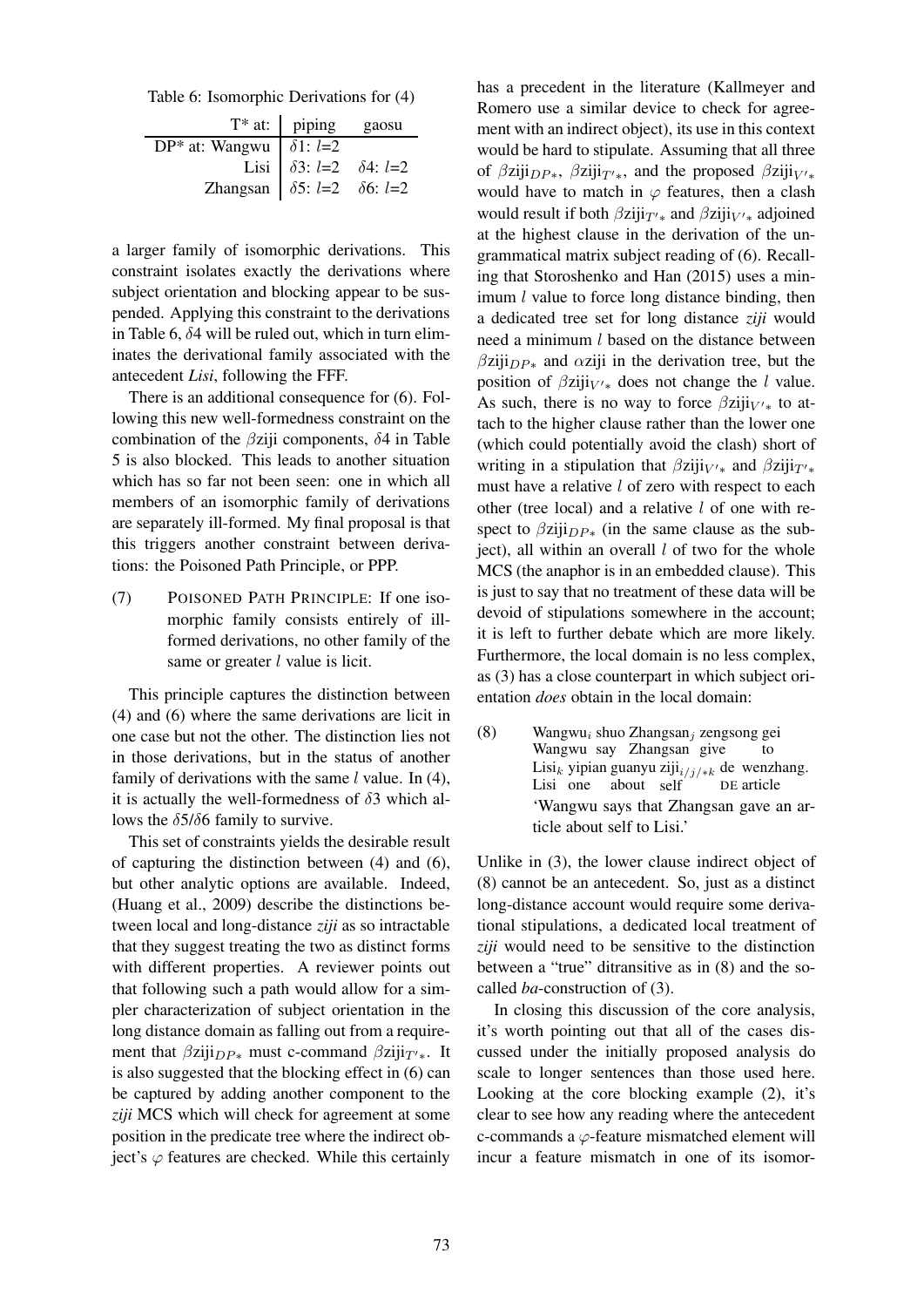Table 6: Isomorphic Derivations for (4)

| | T* at: piping | gaosu |
|---|---|---|
| DP* at: Wangwu | $\delta$1: $l$=2 | |
| Lisi | $\delta$3: $l$=2 | $\delta$4: $l$=2 |
| Zhangsan | $\delta$5: $l$=2 | $\delta$6: $l$=2 |

a larger family of isomorphic derivations. This constraint isolates exactly the derivations where subject orientation and blocking appear to be suspended. Applying this constraint to the derivations in Table 6, $\delta$4 will be ruled out, which in turn eliminates the derivational family associated with the antecedent *Lisi*, following the FFF.

There is an additional consequence for (6). Following this new well-formedness constraint on the combination of the $\beta$ziji components, $\delta$4 in Table 5 is also blocked. This leads to another situation which has so far not been seen: one in which all members of an isomorphic family of derivations are separately ill-formed. My final proposal is that this triggers another constraint between derivations: the Poisoned Path Principle, or PPP.

(7) POISONED PATH PRINCIPLE: If one isomorphic family consists entirely of ill-formed derivations, no other family of the same or greater $l$ value is licit.

This principle captures the distinction between (4) and (6) where the same derivations are licit in one case but not the other. The distinction lies not in those derivations, but in the status of another family of derivations with the same $l$ value. In (4), it is actually the well-formedness of $\delta$3 which allows the $\delta$5/$\delta$6 family to survive.

This set of constraints yields the desirable result of capturing the distinction between (4) and (6), but other analytic options are available. Indeed, (Huang et al., 2009) describe the distinctions between local and long-distance *ziji* as so intractable that they suggest treating the two as distinct forms with different properties. A reviewer points out that following such a path would allow for a simpler characterization of subject orientation in the long distance domain as falling out from a requirement that $\beta$ziji$_{DP*}$ must c-command $\beta$ziji$_{T'*}$. It is also suggested that the blocking effect in (6) can be captured by adding another component to the *ziji* MCS which will check for agreement at some position in the predicate tree where the indirect object's $\varphi$ features are checked. While this certainly has a precedent in the literature (Kallmeyer and Romero use a similar device to check for agreement with an indirect object), its use in this context would be hard to stipulate. Assuming that all three of $\beta$ziji$_{DP*}$, $\beta$ziji$_{T'*}$, and the proposed $\beta$ziji$_{V'*}$ would have to match in $\varphi$ features, then a clash would result if both $\beta$ziji$_{T'*}$ and $\beta$ziji$_{V'*}$ adjoined at the highest clause in the derivation of the ungrammatical matrix subject reading of (6). Recalling that Storoshenko and Han (2015) uses a minimum $l$ value to force long distance binding, then a dedicated tree set for long distance *ziji* would need a minimum $l$ based on the distance between $\beta$ziji$_{DP*}$ and $\alpha$ziji in the derivation tree, but the position of $\beta$ziji$_{V'*}$ does not change the $l$ value. As such, there is no way to force $\beta$ziji$_{V'*}$ to attach to the higher clause rather than the lower one (which could potentially avoid the clash) short of writing in a stipulation that $\beta$ziji$_{V'*}$ and $\beta$ziji$_{T'*}$ must have a relative $l$ of zero with respect to each other (tree local) and a relative $l$ of one with respect to $\beta$ziji$_{DP*}$ (in the same clause as the subject), all within an overall $l$ of two for the whole MCS (the anaphor is in an embedded clause). This is just to say that no treatment of these data will be devoid of stipulations somewhere in the account; it is left to further debate which are more likely. Furthermore, the local domain is no less complex, as (3) has a close counterpart in which subject orientation *does* obtain in the local domain:

(8) Wangwu$_i$ shuo Zhangsan$_j$ zengsong gei Lisi$_k$ yipian guanyu ziji$_{i/j/*k}$ de wenzhang.
Wangwu say Zhangsan give to Lisi one about self DE article
'Wangwu says that Zhangsan gave an article about self to Lisi.'

Unlike in (3), the lower clause indirect object of (8) cannot be an antecedent. So, just as a distinct long-distance account would require some derivational stipulations, a dedicated local treatment of *ziji* would need to be sensitive to the distinction between a "true" ditransitive as in (8) and the so-called *ba*-construction of (3).

In closing this discussion of the core analysis, it's worth pointing out that all of the cases discussed under the initially proposed analysis do scale to longer sentences than those used here. Looking at the core blocking example (2), it's clear to see how any reading where the antecedent c-commands a $\varphi$-feature mismatched element will incur a feature mismatch in one of its isomor-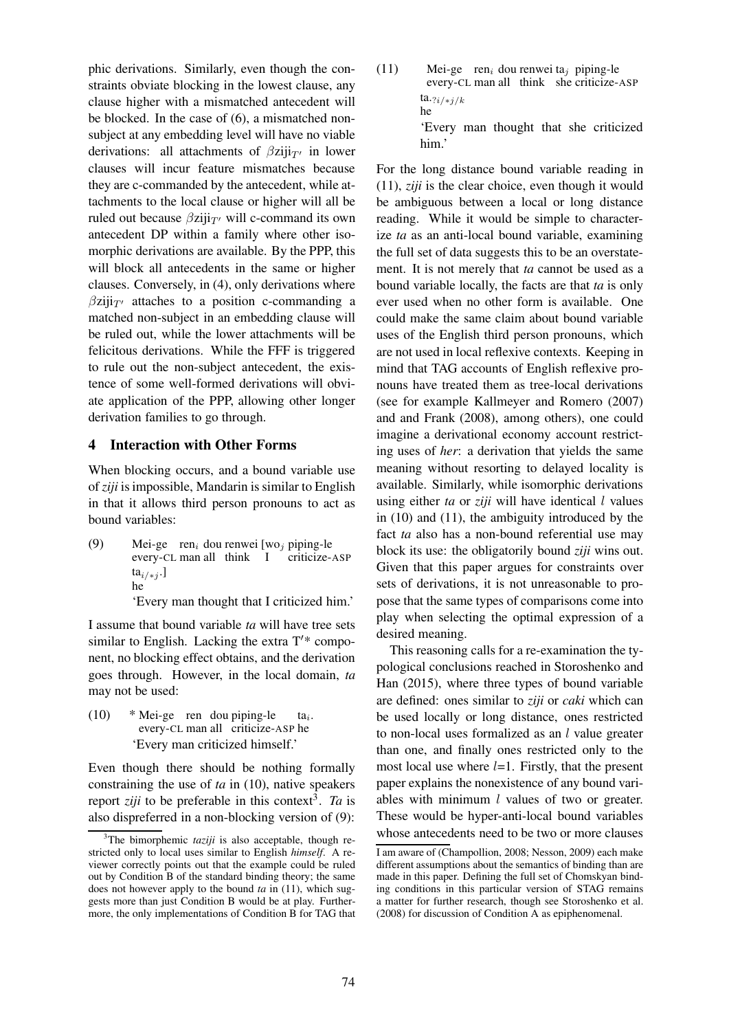phic derivations. Similarly, even though the constraints obviate blocking in the lowest clause, any clause higher with a mismatched antecedent will be blocked. In the case of (6), a mismatched non-subject at any embedding level will have no viable derivations: all attachments of $\beta$ziji$_{T'}$ in lower clauses will incur feature mismatches because they are c-commanded by the antecedent, while attachments to the local clause or higher will all be ruled out because $\beta$ziji$_{T'}$ will c-command its own antecedent DP within a family where other isomorphic derivations are available. By the PPP, this will block all antecedents in the same or higher clauses. Conversely, in (4), only derivations where $\beta$ziji$_{T'}$ attaches to a position c-commanding a matched non-subject in an embedding clause will be ruled out, while the lower attachments will be felicitous derivations. While the FFF is triggered to rule out the non-subject antecedent, the existence of some well-formed derivations will obviate application of the PPP, allowing other longer derivation families to go through.

## 4 Interaction with Other Forms

When blocking occurs, and a bound variable use of *ziji* is impossible, Mandarin is similar to English in that it allows third person pronouns to act as bound variables:

(9) Mei-ge ren$_i$ dou renwei [wo$_j$ piping-le ta$_{i/*j}$.]
every-CL man all think I criticize-ASP he
'Every man thought that I criticized him.'

I assume that bound variable *ta* will have tree sets similar to English. Lacking the extra T′* component, no blocking effect obtains, and the derivation goes through. However, in the local domain, *ta* may not be used:

(10) * Mei-ge ren dou piping-le ta$_i$.
every-CL man all criticize-ASP he
'Every man criticized himself.'

Even though there should be nothing formally constraining the use of *ta* in (10), native speakers report *ziji* to be preferable in this context[3]. *Ta* is also dispreferred in a non-blocking version of (9):

(11) Mei-ge ren$_i$ dou renwei ta$_j$ piping-le ta$_{?i/*j/k}$
every-CL man all think she criticize-ASP he
'Every man thought that she criticized him.'

For the long distance bound variable reading in (11), *ziji* is the clear choice, even though it would be ambiguous between a local or long distance reading. While it would be simple to characterize *ta* as an anti-local bound variable, examining the full set of data suggests this to be an overstatement. It is not merely that *ta* cannot be used as a bound variable locally, the facts are that *ta* is only ever used when no other form is available. One could make the same claim about bound variable uses of the English third person pronouns, which are not used in local reflexive contexts. Keeping in mind that TAG accounts of English reflexive pronouns have treated them as tree-local derivations (see for example Kallmeyer and Romero (2007) and and Frank (2008), among others), one could imagine a derivational economy account restricting uses of *her*: a derivation that yields the same meaning without resorting to delayed locality is available. Similarly, while isomorphic derivations using either *ta* or *ziji* will have identical $l$ values in (10) and (11), the ambiguity introduced by the fact *ta* also has a non-bound referential use may block its use: the obligatorily bound *ziji* wins out. Given that this paper argues for constraints over sets of derivations, it is not unreasonable to propose that the same types of comparisons come into play when selecting the optimal expression of a desired meaning.

This reasoning calls for a re-examination the typological conclusions reached in Storoshenko and Han (2015), where three types of bound variable are defined: ones similar to *ziji* or *caki* which can be used locally or long distance, ones restricted to non-local uses formalized as an $l$ value greater than one, and finally ones restricted only to the most local use where $l$=1. Firstly, that the present paper explains the nonexistence of any bound variables with minimum $l$ values of two or greater. These would be hyper-anti-local bound variables whose antecedents need to be two or more clauses

[3] The bimorphemic *taziji* is also acceptable, though restricted only to local uses similar to English *himself*. A reviewer correctly points out that the example could be ruled out by Condition B of the standard binding theory; the same does not however apply to the bound *ta* in (11), which suggests more than just Condition B would be at play. Furthermore, the only implementations of Condition B for TAG that I am aware of (Champollion, 2008; Nesson, 2009) each make different assumptions about the semantics of binding than are made in this paper. Defining the full set of Chomskyan binding conditions in this particular version of STAG remains a matter for further research, though see Storoshenko et al. (2008) for discussion of Condition A as epiphenomenal.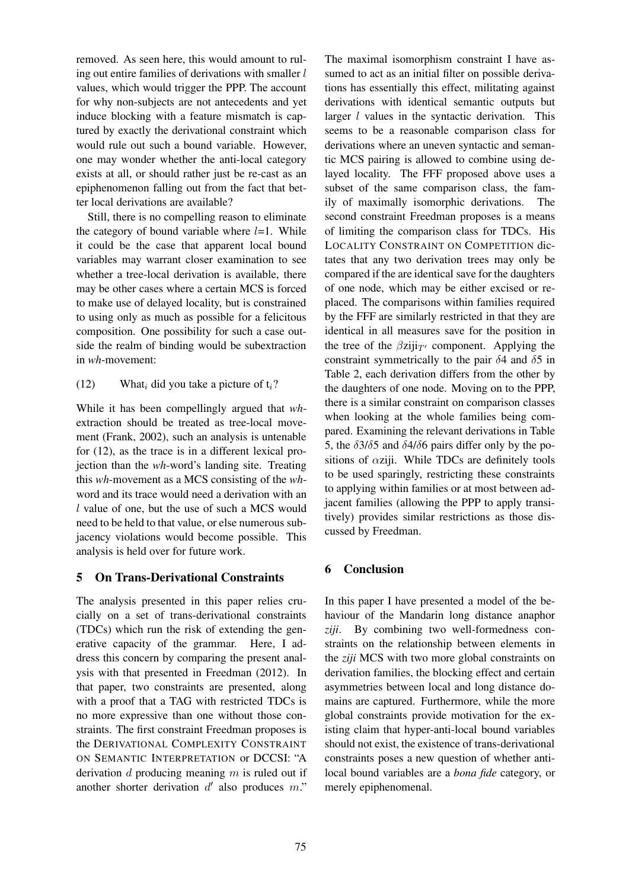removed. As seen here, this would amount to ruling out entire families of derivations with smaller $l$ values, which would trigger the PPP. The account for why non-subjects are not antecedents and yet induce blocking with a feature mismatch is captured by exactly the derivational constraint which would rule out such a bound variable. However, one may wonder whether the anti-local category exists at all, or should rather just be re-cast as an epiphenomenon falling out from the fact that better local derivations are available?

Still, there is no compelling reason to eliminate the category of bound variable where $l$=1. While it could be the case that apparent local bound variables may warrant closer examination to see whether a tree-local derivation is available, there may be other cases where a certain MCS is forced to make use of delayed locality, but is constrained to using only as much as possible for a felicitous composition. One possibility for such a case outside the realm of binding would be subextraction in *wh*-movement:

(12) What$_i$ did you take a picture of t$_i$?

While it has been compellingly argued that *wh*-extraction should be treated as tree-local movement (Frank, 2002), such an analysis is untenable for (12), as the trace is in a different lexical projection than the *wh*-word's landing site. Treating this *wh*-movement as a MCS consisting of the *wh*-word and its trace would need a derivation with an $l$ value of one, but the use of such a MCS would need to be held to that value, or else numerous subjacency violations would become possible. This analysis is held over for future work.

## 5 On Trans-Derivational Constraints

The analysis presented in this paper relies crucially on a set of trans-derivational constraints (TDCs) which run the risk of extending the generative capacity of the grammar. Here, I address this concern by comparing the present analysis with that presented in Freedman (2012). In that paper, two constraints are presented, along with a proof that a TAG with restricted TDCs is no more expressive than one without those constraints. The first constraint Freedman proposes is the DERIVATIONAL COMPLEXITY CONSTRAINT ON SEMANTIC INTERPRETATION or DCCSI: "A derivation $d$ producing meaning $m$ is ruled out if another shorter derivation $d'$ also produces $m$." The maximal isomorphism constraint I have assumed to act as an initial filter on possible derivations has essentially this effect, militating against derivations with identical semantic outputs but larger $l$ values in the syntactic derivation. This seems to be a reasonable comparison class for derivations where an uneven syntactic and semantic MCS pairing is allowed to combine using delayed locality. The FFF proposed above uses a subset of the same comparison class, the family of maximally isomorphic derivations. The second constraint Freedman proposes is a means of limiting the comparison class for TDCs. His LOCALITY CONSTRAINT ON COMPETITION dictates that any two derivation trees may only be compared if the are identical save for the daughters of one node, which may be either excised or replaced. The comparisons within families required by the FFF are similarly restricted in that they are identical in all measures save for the position in the tree of the $\beta$ziji$_{T'}$ component. Applying the constraint symmetrically to the pair $\delta$4 and $\delta$5 in Table 2, each derivation differs from the other by the daughters of one node. Moving on to the PPP, there is a similar constraint on comparison classes when looking at the whole families being compared. Examining the relevant derivations in Table 5, the $\delta$3/$\delta$5 and $\delta$4/$\delta$6 pairs differ only by the positions of $\alpha$ziji. While TDCs are definitely tools to be used sparingly, restricting these constraints to applying within families or at most between adjacent families (allowing the PPP to apply transitively) provides similar restrictions as those discussed by Freedman.

## 6 Conclusion

In this paper I have presented a model of the behaviour of the Mandarin long distance anaphor *ziji*. By combining two well-formedness constraints on the relationship between elements in the *ziji* MCS with two more global constraints on derivation families, the blocking effect and certain asymmetries between local and long distance domains are captured. Furthermore, while the more global constraints provide motivation for the existing claim that hyper-anti-local bound variables should not exist, the existence of trans-derivational constraints poses a new question of whether anti-local bound variables are a *bona fide* category, or merely epiphenomenal.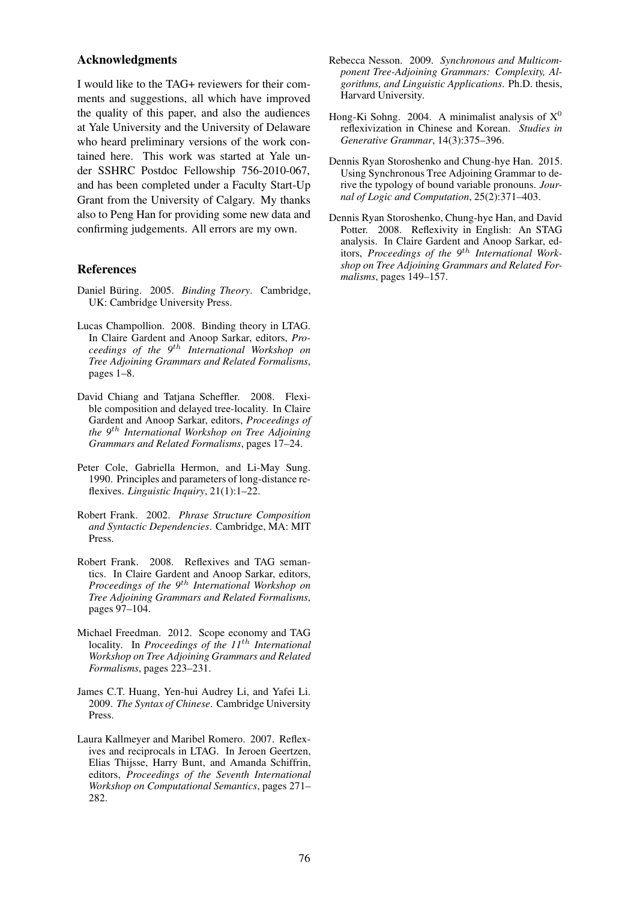## Acknowledgments

I would like to the TAG+ reviewers for their comments and suggestions, all which have improved the quality of this paper, and also the audiences at Yale University and the University of Delaware who heard preliminary versions of the work contained here. This work was started at Yale under SSHRC Postdoc Fellowship 756-2010-067, and has been completed under a Faculty Start-Up Grant from the University of Calgary. My thanks also to Peng Han for providing some new data and confirming judgements. All errors are my own.

## References

Daniel Büring. 2005. *Binding Theory*. Cambridge, UK: Cambridge University Press.

Lucas Champollion. 2008. Binding theory in LTAG. In Claire Gardent and Anoop Sarkar, editors, *Proceedings of the 9$^{th}$ International Workshop on Tree Adjoining Grammars and Related Formalisms*, pages 1–8.

David Chiang and Tatjana Scheffler. 2008. Flexible composition and delayed tree-locality. In Claire Gardent and Anoop Sarkar, editors, *Proceedings of the 9$^{th}$ International Workshop on Tree Adjoining Grammars and Related Formalisms*, pages 17–24.

Peter Cole, Gabriella Hermon, and Li-May Sung. 1990. Principles and parameters of long-distance reflexives. *Linguistic Inquiry*, 21(1):1–22.

Robert Frank. 2002. *Phrase Structure Composition and Syntactic Dependencies*. Cambridge, MA: MIT Press.

Robert Frank. 2008. Reflexives and TAG semantics. In Claire Gardent and Anoop Sarkar, editors, *Proceedings of the 9$^{th}$ International Workshop on Tree Adjoining Grammars and Related Formalisms*, pages 97–104.

Michael Freedman. 2012. Scope economy and TAG locality. In *Proceedings of the 11$^{th}$ International Workshop on Tree Adjoining Grammars and Related Formalisms*, pages 223–231.

James C.T. Huang, Yen-hui Audrey Li, and Yafei Li. 2009. *The Syntax of Chinese*. Cambridge University Press.

Laura Kallmeyer and Maribel Romero. 2007. Reflexives and reciprocals in LTAG. In Jeroen Geertzen, Elias Thijsse, Harry Bunt, and Amanda Schiffrin, editors, *Proceedings of the Seventh International Workshop on Computational Semantics*, pages 271–282.

Rebecca Nesson. 2009. *Synchronous and Multicomponent Tree-Adjoining Grammars: Complexity, Algorithms, and Linguistic Applications*. Ph.D. thesis, Harvard University.

Hong-Ki Sohng. 2004. A minimalist analysis of $X^0$ reflexivization in Chinese and Korean. *Studies in Generative Grammar*, 14(3):375–396.

Dennis Ryan Storoshenko and Chung-hye Han. 2015. Using Synchronous Tree Adjoining Grammar to derive the typology of bound variable pronouns. *Journal of Logic and Computation*, 25(2):371–403.

Dennis Ryan Storoshenko, Chung-hye Han, and David Potter. 2008. Reflexivity in English: An STAG analysis. In Claire Gardent and Anoop Sarkar, editors, *Proceedings of the 9$^{th}$ International Workshop on Tree Adjoining Grammars and Related Formalisms*, pages 149–157.